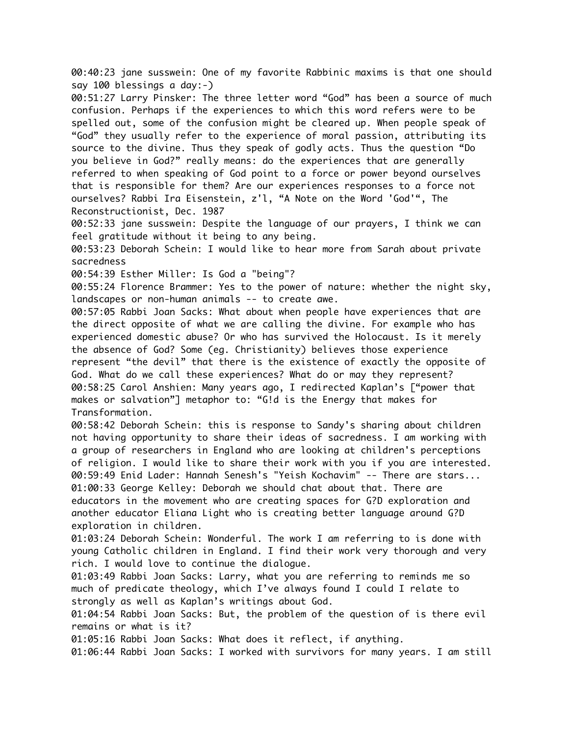00:40:23 jane susswein: One of my favorite Rabbinic maxims is that one should say 100 blessings a day:-)

00:51:27 Larry Pinsker: The three letter word "God" has been a source of much confusion. Perhaps if the experiences to which this word refers were to be spelled out, some of the confusion might be cleared up. When people speak of "God" they usually refer to the experience of moral passion, attributing its source to the divine. Thus they speak of godly acts. Thus the question "Do you believe in God?" really means: do the experiences that are generally referred to when speaking of God point to a force or power beyond ourselves that is responsible for them? Are our experiences responses to a force not ourselves? Rabbi Ira Eisenstein, z'l, "A Note on the Word 'God'", The Reconstructionist, Dec. 1987

00:52:33 jane susswein: Despite the language of our prayers, I think we can feel gratitude without it being to any being.

00:53:23 Deborah Schein: I would like to hear more from Sarah about private sacredness

00:54:39 Esther Miller: Is God a "being"?

00:55:24 Florence Brammer: Yes to the power of nature: whether the night sky, landscapes or non-human animals -- to create awe.

00:57:05 Rabbi Joan Sacks: What about when people have experiences that are the direct opposite of what we are calling the divine. For example who has experienced domestic abuse? Or who has survived the Holocaust. Is it merely the absence of God? Some (eg. Christianity) believes those experience represent "the devil" that there is the existence of exactly the opposite of God. What do we call these experiences? What do or may they represent?

00:58:25 Carol Anshien: Many years ago, I redirected Kaplan's ["power that makes or salvation"] metaphor to: "G!d is the Energy that makes for Transformation.

00:58:42 Deborah Schein: this is response to Sandy's sharing about children not having opportunity to share their ideas of sacredness. I am working with a group of researchers in England who are looking at children's perceptions of religion. I would like to share their work with you if you are interested.

00:59:49 Enid Lader: Hannah Senesh's "Yeish Kochavim" -- There are stars...

01:00:33 George Kelley: Deborah we should chat about that. There are educators in the movement who are creating spaces for G?D exploration and another educator Eliana Light who is creating better language around G?D exploration in children.

01:03:24 Deborah Schein: Wonderful. The work I am referring to is done with young Catholic children in England. I find their work very thorough and very rich. I would love to continue the dialogue.

01:03:49 Rabbi Joan Sacks: Larry, what you are referring to reminds me so much of predicate theology, which I've always found I could I relate to strongly as well as Kaplan's writings about God.

01:04:54 Rabbi Joan Sacks: But, the problem of the question of is there evil remains or what is it?

01:05:16 Rabbi Joan Sacks: What does it reflect, if anything.

01:06:44 Rabbi Joan Sacks: I worked with survivors for many years. I am still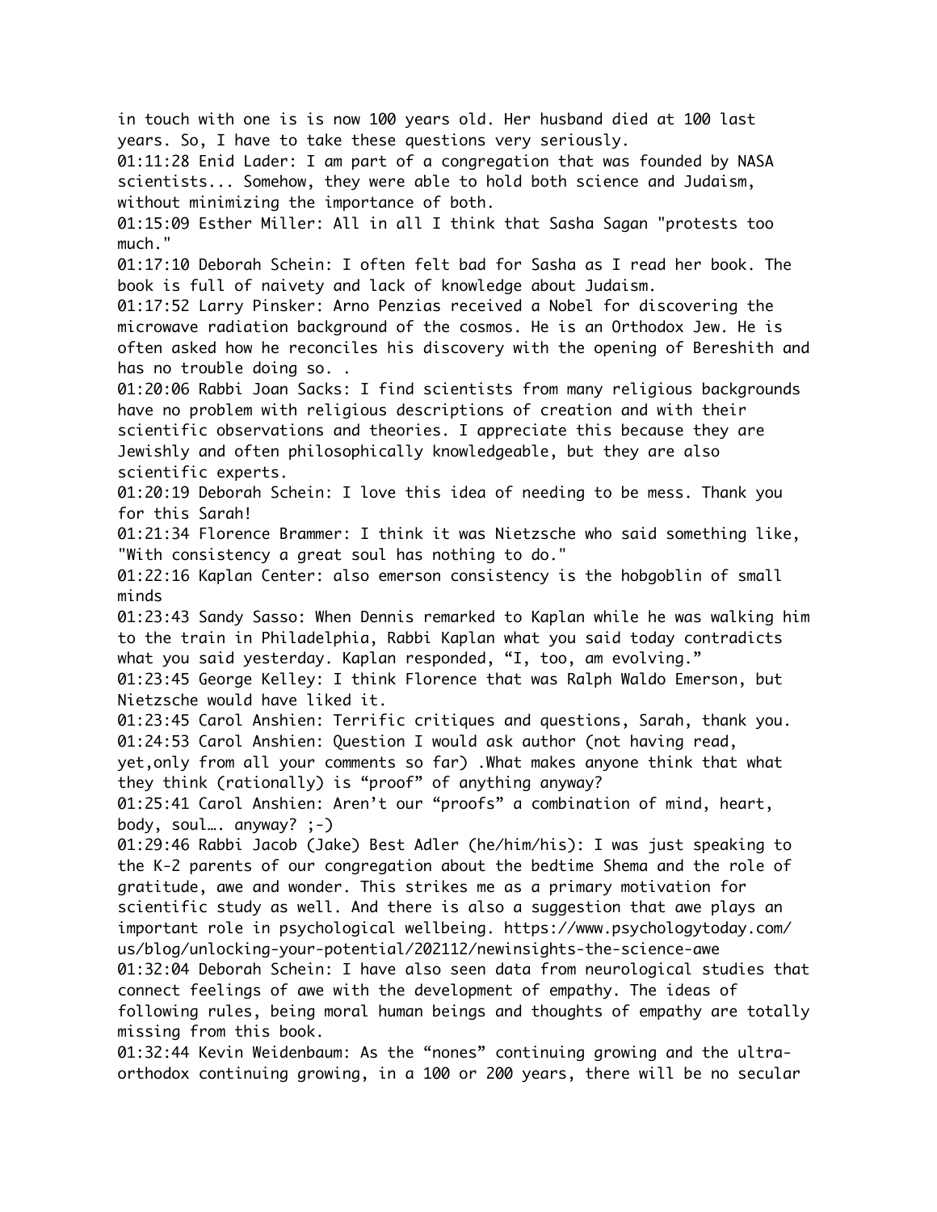in touch with one is is now 100 years old. Her husband died at 100 last years. So, I have to take these questions very seriously.

01:11:28 Enid Lader: I am part of a congregation that was founded by NASA scientists... Somehow, they were able to hold both science and Judaism, without minimizing the importance of both.

01:15:09 Esther Miller: All in all I think that Sasha Sagan "protests too much."

01:17:10 Deborah Schein: I often felt bad for Sasha as I read her book. The book is full of naivety and lack of knowledge about Judaism.

01:17:52 Larry Pinsker: Arno Penzias received a Nobel for discovering the microwave radiation background of the cosmos. He is an Orthodox Jew. He is often asked how he reconciles his discovery with the opening of Bereshith and has no trouble doing so. .

01:20:06 Rabbi Joan Sacks: I find scientists from many religious backgrounds have no problem with religious descriptions of creation and with their scientific observations and theories. I appreciate this because they are Jewishly and often philosophically knowledgeable, but they are also scientific experts.

01:20:19 Deborah Schein: I love this idea of needing to be mess. Thank you for this Sarah!

01:21:34 Florence Brammer: I think it was Nietzsche who said something like, "With consistency a great soul has nothing to do."

01:22:16 Kaplan Center: also emerson consistency is the hobgoblin of small minds

01:23:43 Sandy Sasso: When Dennis remarked to Kaplan while he was walking him to the train in Philadelphia, Rabbi Kaplan what you said today contradicts what you said yesterday. Kaplan responded, "I, too, am evolving."

01:23:45 George Kelley: I think Florence that was Ralph Waldo Emerson, but Nietzsche would have liked it.

01:23:45 Carol Anshien: Terrific critiques and questions, Sarah, thank you.

01:24:53 Carol Anshien: Question I would ask author (not having read, yet,only from all your comments so far) .What makes anyone think that what they think (rationally) is "proof" of anything anyway?

01:25:41 Carol Anshien: Aren't our "proofs" a combination of mind, heart, body, soul…. anyway? ;-)

01:29:46 Rabbi Jacob (Jake) Best Adler (he/him/his): I was just speaking to the K-2 parents of our congregation about the bedtime Shema and the role of gratitude, awe and wonder. This strikes me as a primary motivation for scientific study as well. And there is also a suggestion that awe plays an important role in psychological wellbeing. https://www.psychologytoday.com/us/blog/unlocking-your-potential/202112/newinsights-the-science-awe

01:32:04 Deborah Schein: I have also seen data from neurological studies that connect feelings of awe with the development of empathy. The ideas of following rules, being moral human beings and thoughts of empathy are totally missing from this book.

01:32:44 Kevin Weidenbaum: As the "nones" continuing growing and the ultra-orthodox continuing growing, in a 100 or 200 years, there will be no secular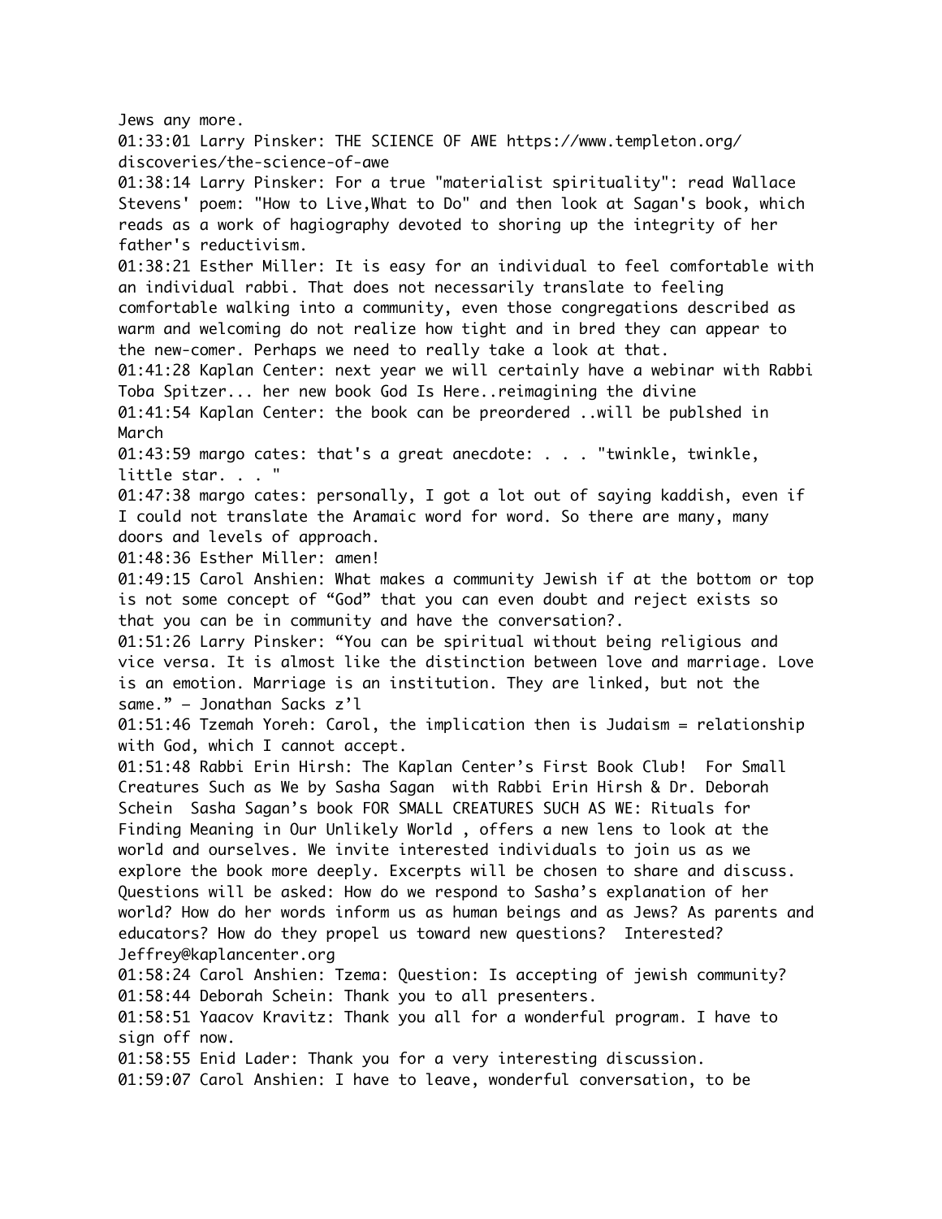Jews any more.

01:33:01 Larry Pinsker: THE SCIENCE OF AWE https://www.templeton.org/discoveries/the-science-of-awe

01:38:14 Larry Pinsker: For a true "materialist spirituality": read Wallace Stevens' poem: "How to Live,What to Do" and then look at Sagan's book, which reads as a work of hagiography devoted to shoring up the integrity of her father's reductivism.

01:38:21 Esther Miller: It is easy for an individual to feel comfortable with an individual rabbi. That does not necessarily translate to feeling comfortable walking into a community, even those congregations described as warm and welcoming do not realize how tight and in bred they can appear to the new-comer. Perhaps we need to really take a look at that.

01:41:28 Kaplan Center: next year we will certainly have a webinar with Rabbi Toba Spitzer... her new book God Is Here..reimagining the divine

01:41:54 Kaplan Center: the book can be preordered ..will be publshed in March

01:43:59 margo cates: that's a great anecdote: . . . "twinkle, twinkle, little star. . . "

01:47:38 margo cates: personally, I got a lot out of saying kaddish, even if I could not translate the Aramaic word for word. So there are many, many doors and levels of approach.

01:48:36 Esther Miller: amen!

01:49:15 Carol Anshien: What makes a community Jewish if at the bottom or top is not some concept of “God” that you can even doubt and reject exists so that you can be in community and have the conversation?.

01:51:26 Larry Pinsker: “You can be spiritual without being religious and vice versa. It is almost like the distinction between love and marriage. Love is an emotion. Marriage is an institution. They are linked, but not the same.” – Jonathan Sacks z’l

01:51:46 Tzemah Yoreh: Carol, the implication then is Judaism = relationship with God, which I cannot accept.

01:51:48 Rabbi Erin Hirsh: The Kaplan Center’s First Book Club! For Small Creatures Such as We by Sasha Sagan with Rabbi Erin Hirsh & Dr. Deborah Schein Sasha Sagan’s book FOR SMALL CREATURES SUCH AS WE: Rituals for Finding Meaning in Our Unlikely World , offers a new lens to look at the world and ourselves. We invite interested individuals to join us as we explore the book more deeply. Excerpts will be chosen to share and discuss. Questions will be asked: How do we respond to Sasha’s explanation of her world? How do her words inform us as human beings and as Jews? As parents and educators? How do they propel us toward new questions? Interested? Jeffrey@kaplancenter.org

01:58:24 Carol Anshien: Tzema: Question: Is accepting of jewish community?

01:58:44 Deborah Schein: Thank you to all presenters.

01:58:51 Yaacov Kravitz: Thank you all for a wonderful program. I have to sign off now.

01:58:55 Enid Lader: Thank you for a very interesting discussion.

01:59:07 Carol Anshien: I have to leave, wonderful conversation, to be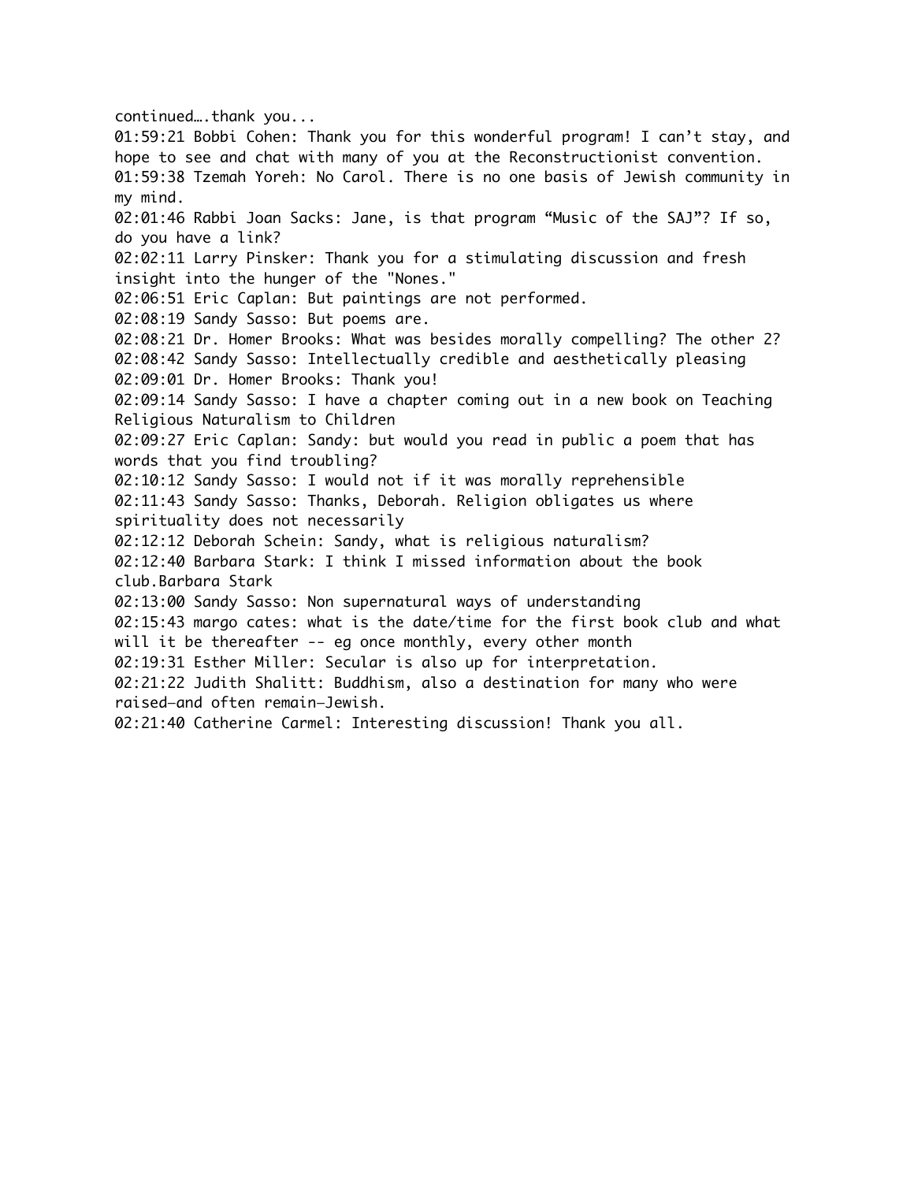continued….thank you...

01:59:21 Bobbi Cohen: Thank you for this wonderful program! I can't stay, and hope to see and chat with many of you at the Reconstructionist convention.

01:59:38 Tzemah Yoreh: No Carol. There is no one basis of Jewish community in my mind.

02:01:46 Rabbi Joan Sacks: Jane, is that program "Music of the SAJ"? If so, do you have a link?

02:02:11 Larry Pinsker: Thank you for a stimulating discussion and fresh insight into the hunger of the "Nones."

02:06:51 Eric Caplan: But paintings are not performed.

02:08:19 Sandy Sasso: But poems are.

02:08:21 Dr. Homer Brooks: What was besides morally compelling? The other 2?

02:08:42 Sandy Sasso: Intellectually credible and aesthetically pleasing

02:09:01 Dr. Homer Brooks: Thank you!

02:09:14 Sandy Sasso: I have a chapter coming out in a new book on Teaching Religious Naturalism to Children

02:09:27 Eric Caplan: Sandy: but would you read in public a poem that has words that you find troubling?

02:10:12 Sandy Sasso: I would not if it was morally reprehensible

02:11:43 Sandy Sasso: Thanks, Deborah. Religion obligates us where spirituality does not necessarily

02:12:12 Deborah Schein: Sandy, what is religious naturalism?

02:12:40 Barbara Stark: I think I missed information about the book club.Barbara Stark

02:13:00 Sandy Sasso: Non supernatural ways of understanding

02:15:43 margo cates: what is the date/time for the first book club and what will it be thereafter -- eg once monthly, every other month

02:19:31 Esther Miller: Secular is also up for interpretation.

02:21:22 Judith Shalitt: Buddhism, also a destination for many who were raised—and often remain—Jewish.

02:21:40 Catherine Carmel: Interesting discussion! Thank you all.